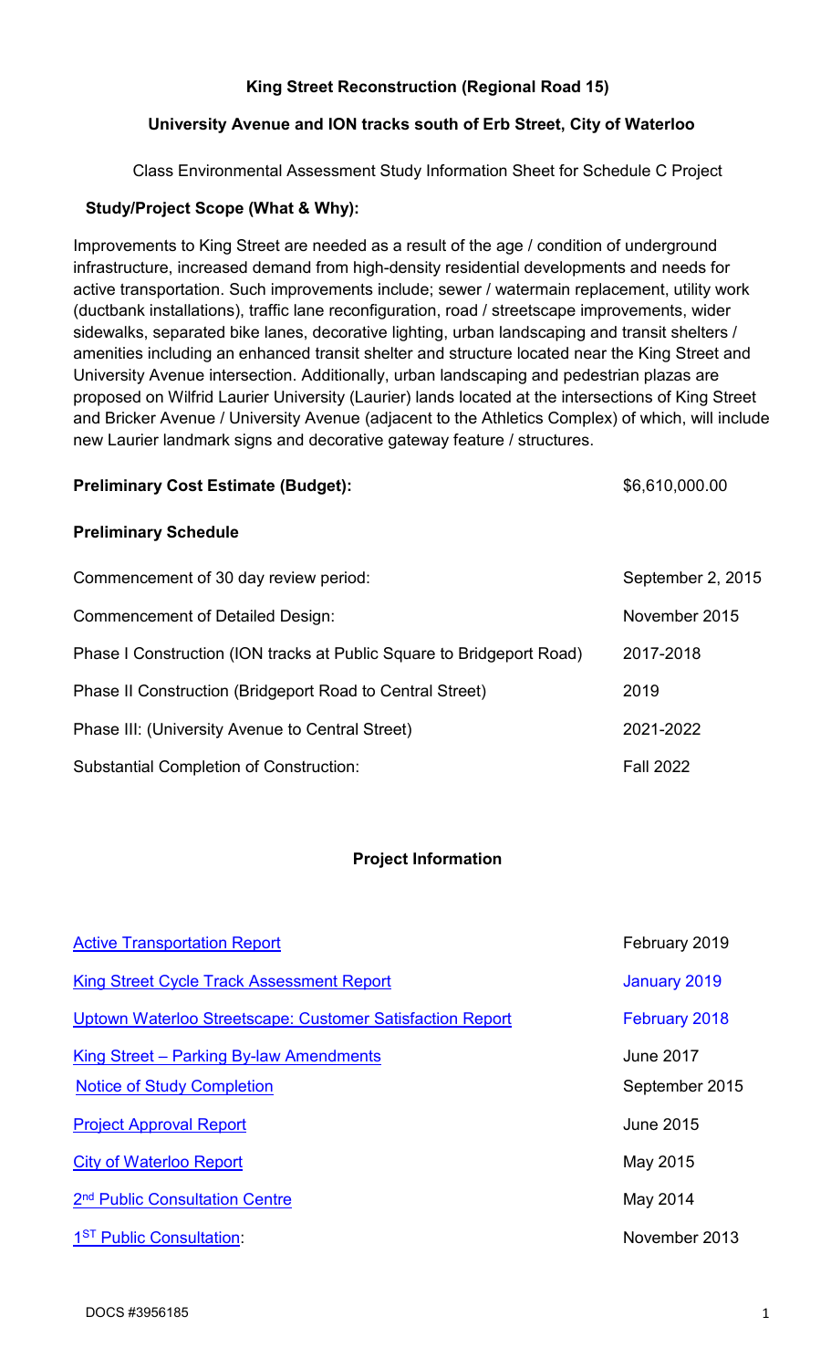# King Street Reconstruction (Regional Road 15)

## University Avenue and ION tracks south of Erb Street, City of Waterloo

Class Environmental Assessment Study Information Sheet for Schedule C Project

### Study/Project Scope (What & Why):

Improvements to King Street are needed as a result of the age / condition of underground infrastructure, increased demand from high-density residential developments and needs for active transportation. Such improvements include; sewer / watermain replacement, utility work (ductbank installations), traffic lane reconfiguration, road / streetscape improvements, wider sidewalks, separated bike lanes, decorative lighting, urban landscaping and transit shelters / amenities including an enhanced transit shelter and structure located near the King Street and University Avenue intersection. Additionally, urban landscaping and pedestrian plazas are proposed on Wilfrid Laurier University (Laurier) lands located at the intersections of King Street and Bricker Avenue / University Avenue (adjacent to the Athletics Complex) of which, will include new Laurier landmark signs and decorative gateway feature / structures.

**Preliminary Cost Estimate (Budget):** $6,610,000.00

**Preliminary Schedule**

| | |
|---|---|
| Commencement of 30 day review period: | September 2, 2015 |
| Commencement of Detailed Design: | November 2015 |
| Phase I Construction (ION tracks at Public Square to Bridgeport Road) | 2017-2018 |
| Phase II Construction (Bridgeport Road to Central Street) | 2019 |
| Phase III: (University Avenue to Central Street) | 2021-2022 |
| Substantial Completion of Construction: | Fall 2022 |

### Project Information

| | |
|---|---|
| Active Transportation Report | February 2019 |
| King Street Cycle Track Assessment Report | January 2019 |
| Uptown Waterloo Streetscape: Customer Satisfaction Report | February 2018 |
| King Street – Parking By-law Amendments | June 2017 |
| Notice of Study Completion | September 2015 |
| Project Approval Report | June 2015 |
| City of Waterloo Report | May 2015 |
| 2nd Public Consultation Centre | May 2014 |
| 1ST Public Consultation: | November 2013 |

DOCS #3956185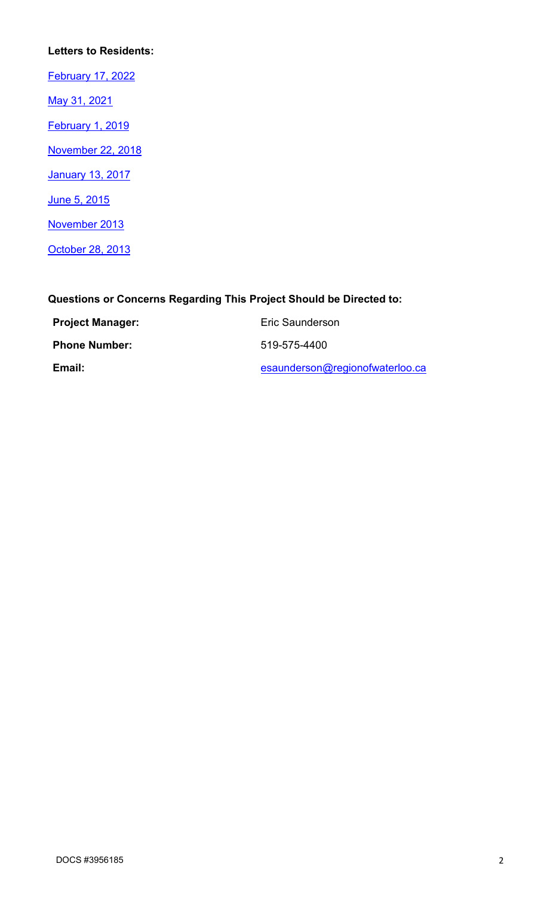**Letters to Residents:**

February 17, 2022

May 31, 2021

February 1, 2019

November 22, 2018

January 13, 2017

June 5, 2015

November 2013

October 28, 2013

**Questions or Concerns Regarding This Project Should be Directed to:**

| | |
|---|---|
| **Project Manager:** | Eric Saunderson |
| **Phone Number:** | 519-575-4400 |
| **Email:** | esaunderson@regionofwaterloo.ca |

DOCS #3956185